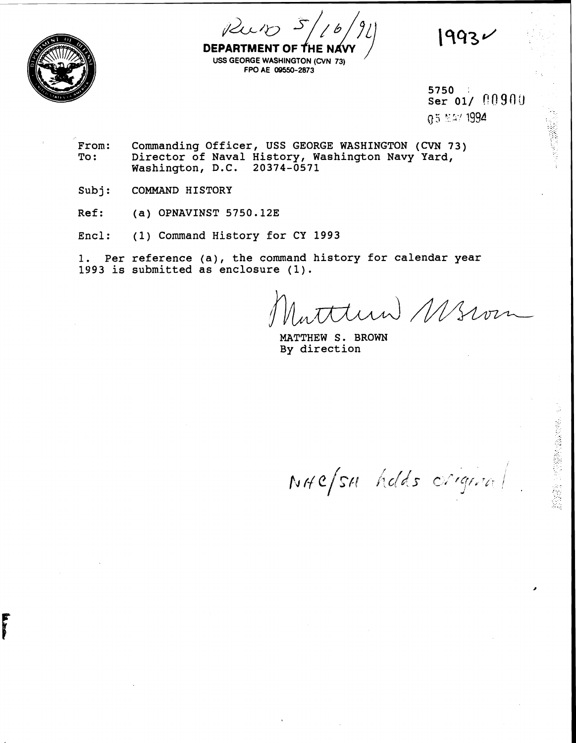Rec'd 5/16/94

1993✓

**DEPARTMENT OF THE NAVY**
USS GEORGE WASHINGTON (CVN 73)
FPO AE 09550-2873

5750
Ser 01/ 00900
05 MAY 1994

From: Commanding Officer, USS GEORGE WASHINGTON (CVN 73)
To: Director of Naval History, Washington Navy Yard, Washington, D.C. 20374-0571

Subj: COMMAND HISTORY

Ref: (a) OPNAVINST 5750.12E

Encl: (1) Command History for CY 1993

1. Per reference (a), the command history for calendar year 1993 is submitted as enclosure (1).

Matthew S. Brown

MATTHEW S. BROWN
By direction

NHC/SH holds original.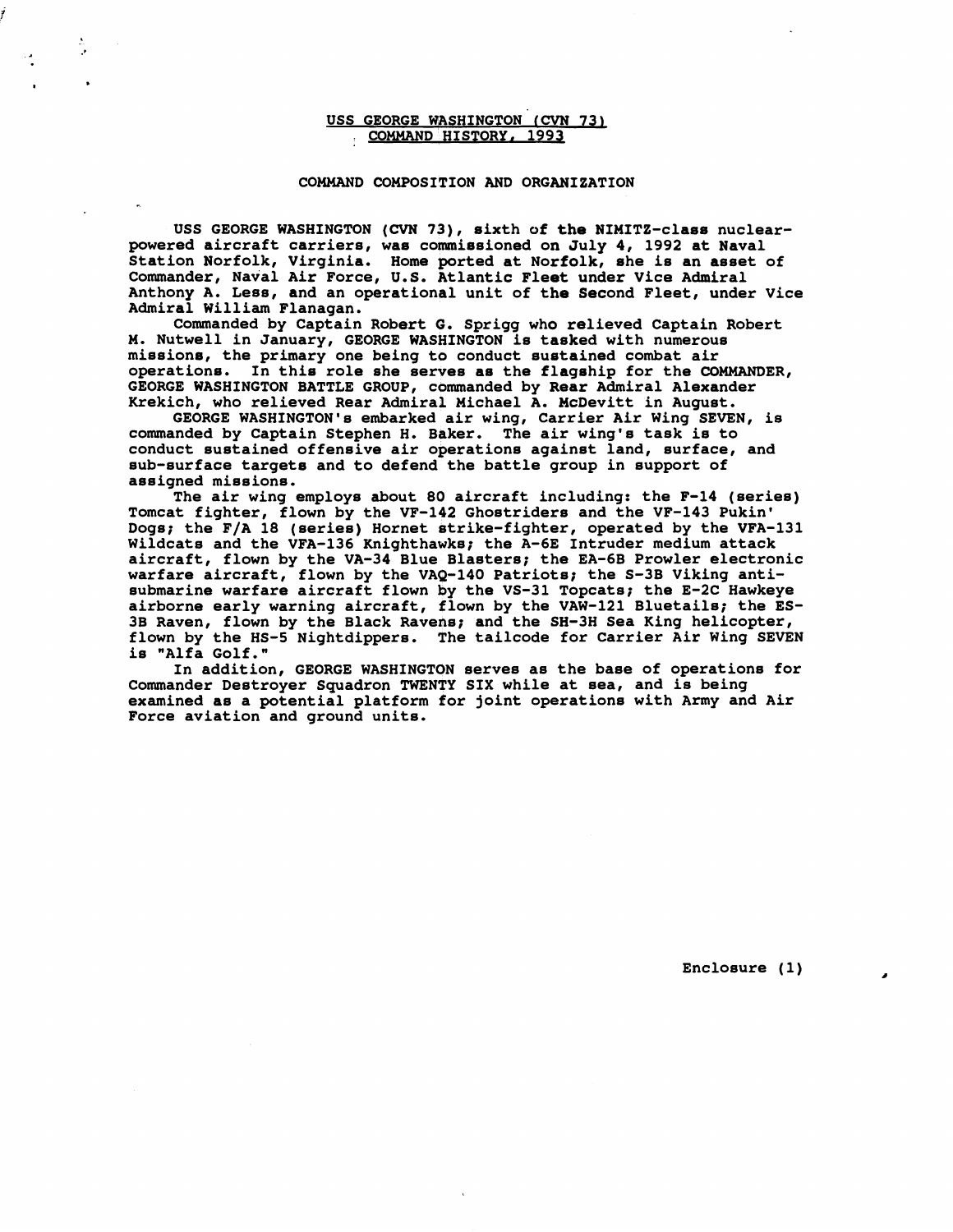# USS GEORGE WASHINGTON (CVN 73)
## COMMAND HISTORY, 1993

### COMMAND COMPOSITION AND ORGANIZATION

USS GEORGE WASHINGTON (CVN 73), sixth of the NIMITZ-class nuclear-powered aircraft carriers, was commissioned on July 4, 1992 at Naval Station Norfolk, Virginia. Home ported at Norfolk, she is an asset of Commander, Naval Air Force, U.S. Atlantic Fleet under Vice Admiral Anthony A. Less, and an operational unit of the Second Fleet, under Vice Admiral William Flanagan.

Commanded by Captain Robert G. Sprigg who relieved Captain Robert M. Nutwell in January, GEORGE WASHINGTON is tasked with numerous missions, the primary one being to conduct sustained combat air operations. In this role she serves as the flagship for the COMMANDER, GEORGE WASHINGTON BATTLE GROUP, commanded by Rear Admiral Alexander Krekich, who relieved Rear Admiral Michael A. McDevitt in August.

GEORGE WASHINGTON's embarked air wing, Carrier Air Wing SEVEN, is commanded by Captain Stephen H. Baker. The air wing's task is to conduct sustained offensive air operations against land, surface, and sub-surface targets and to defend the battle group in support of assigned missions.

The air wing employs about 80 aircraft including: the F-14 (series) Tomcat fighter, flown by the VF-142 Ghostriders and the VF-143 Pukin' Dogs; the F/A 18 (series) Hornet strike-fighter, operated by the VFA-131 Wildcats and the VFA-136 Knighthawks; the A-6E Intruder medium attack aircraft, flown by the VA-34 Blue Blasters; the EA-6B Prowler electronic warfare aircraft, flown by the VAQ-140 Patriots; the S-3B Viking anti-submarine warfare aircraft flown by the VS-31 Topcats; the E-2C Hawkeye airborne early warning aircraft, flown by the VAW-121 Bluetails; the ES-3B Raven, flown by the Black Ravens; and the SH-3H Sea King helicopter, flown by the HS-5 Nightdippers. The tailcode for Carrier Air Wing SEVEN is "Alfa Golf."

In addition, GEORGE WASHINGTON serves as the base of operations for Commander Destroyer Squadron TWENTY SIX while at sea, and is being examined as a potential platform for joint operations with Army and Air Force aviation and ground units.

Enclosure (1)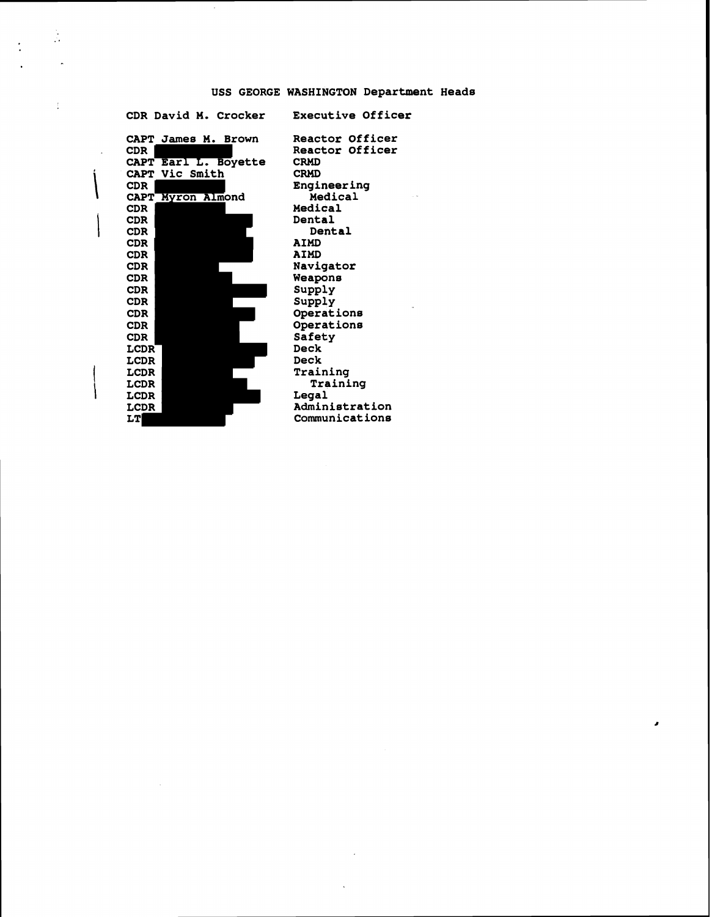# USS GEORGE WASHINGTON Department Heads

| Name | Position |
| --- | --- |
| CDR David M. Crocker | Executive Officer |
| CAPT James M. Brown | Reactor Officer |
| CDR [redacted] | Reactor Officer |
| CAPT Earl L. Boyette | CRMD |
| CAPT Vic Smith | CRMD |
| CDR [redacted] | Engineering |
| CAPT Myron Almond | Medical |
| CDR [redacted] | Medical |
| CDR [redacted] | Dental |
| CDR [redacted] | Dental |
| CDR [redacted] | AIMD |
| CDR [redacted] | AIMD |
| CDR [redacted] | Navigator |
| CDR [redacted] | Weapons |
| CDR [redacted] | Supply |
| CDR [redacted] | Supply |
| CDR [redacted] | Operations |
| CDR [redacted] | Operations |
| CDR [redacted] | Safety |
| LCDR [redacted] | Deck |
| LCDR [redacted] | Deck |
| LCDR [redacted] | Training |
| LCDR [redacted] | Training |
| LCDR [redacted] | Legal |
| LCDR [redacted] | Administration |
| LT [redacted] | Communications |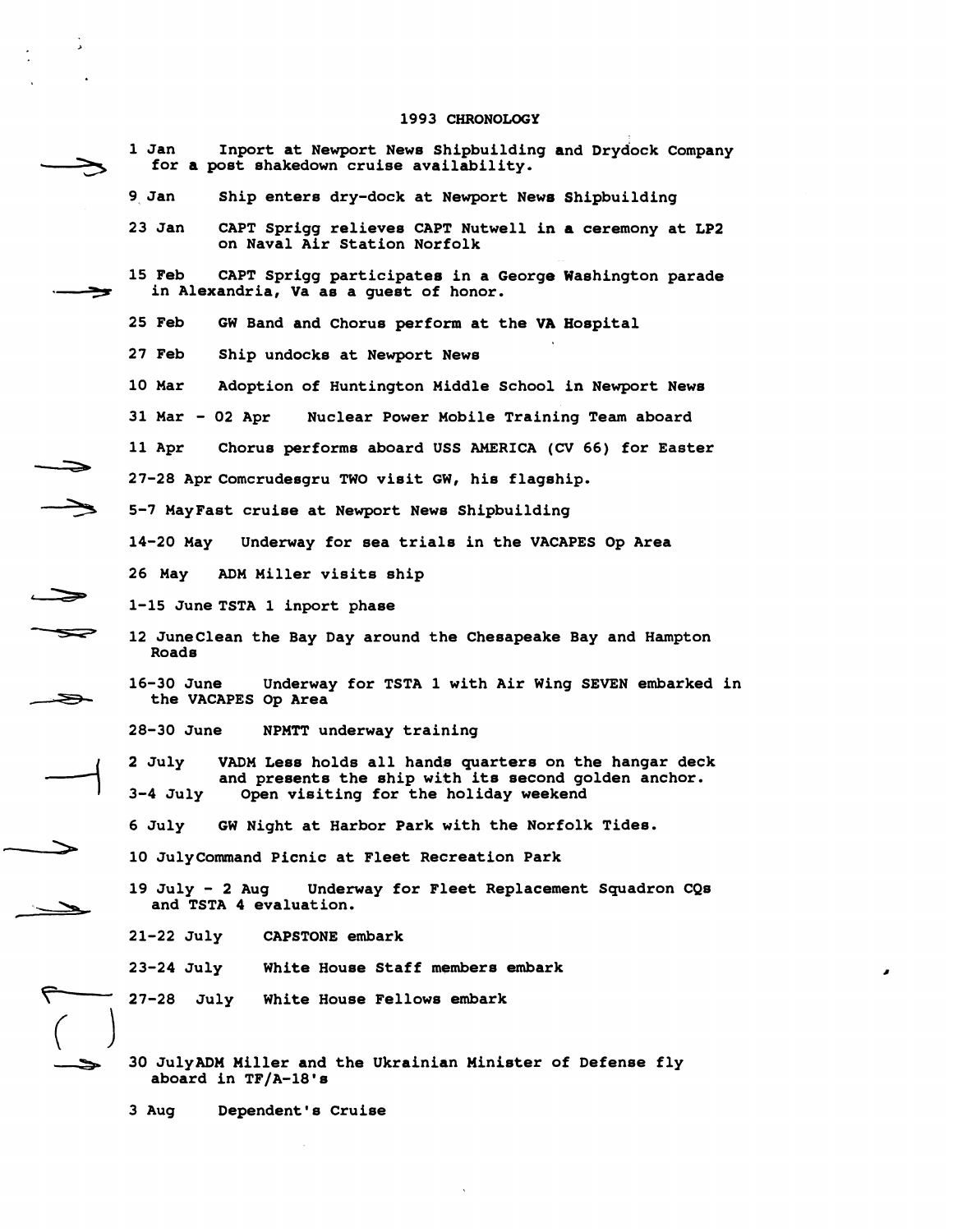# 1993 CHRONOLOGY

1 Jan Inport at Newport News Shipbuilding and Drydock Company for a post shakedown cruise availability.

9 Jan Ship enters dry-dock at Newport News Shipbuilding

23 Jan CAPT Sprigg relieves CAPT Nutwell in a ceremony at LP2 on Naval Air Station Norfolk

15 Feb CAPT Sprigg participates in a George Washington parade in Alexandria, Va as a guest of honor.

25 Feb GW Band and Chorus perform at the VA Hospital

27 Feb Ship undocks at Newport News

10 Mar Adoption of Huntington Middle School in Newport News

31 Mar - 02 Apr Nuclear Power Mobile Training Team aboard

11 Apr Chorus performs aboard USS AMERICA (CV 66) for Easter

27-28 Apr Comcrudesgru TWO visit GW, his flagship.

5-7 May Fast cruise at Newport News Shipbuilding

14-20 May Underway for sea trials in the VACAPES Op Area

26 May ADM Miller visits ship

1-15 June TSTA 1 inport phase

12 June Clean the Bay Day around the Chesapeake Bay and Hampton Roads

16-30 June Underway for TSTA 1 with Air Wing SEVEN embarked in the VACAPES Op Area

28-30 June NPMTT underway training

2 July VADM Less holds all hands quarters on the hangar deck and presents the ship with its second golden anchor.

3-4 July Open visiting for the holiday weekend

6 July GW Night at Harbor Park with the Norfolk Tides.

10 July Command Picnic at Fleet Recreation Park

19 July - 2 Aug Underway for Fleet Replacement Squadron CQs and TSTA 4 evaluation.

21-22 July CAPSTONE embark

23-24 July White House Staff members embark

27-28 July White House Fellows embark

30 July ADM Miller and the Ukrainian Minister of Defense fly aboard in TF/A-18's

3 Aug Dependent's Cruise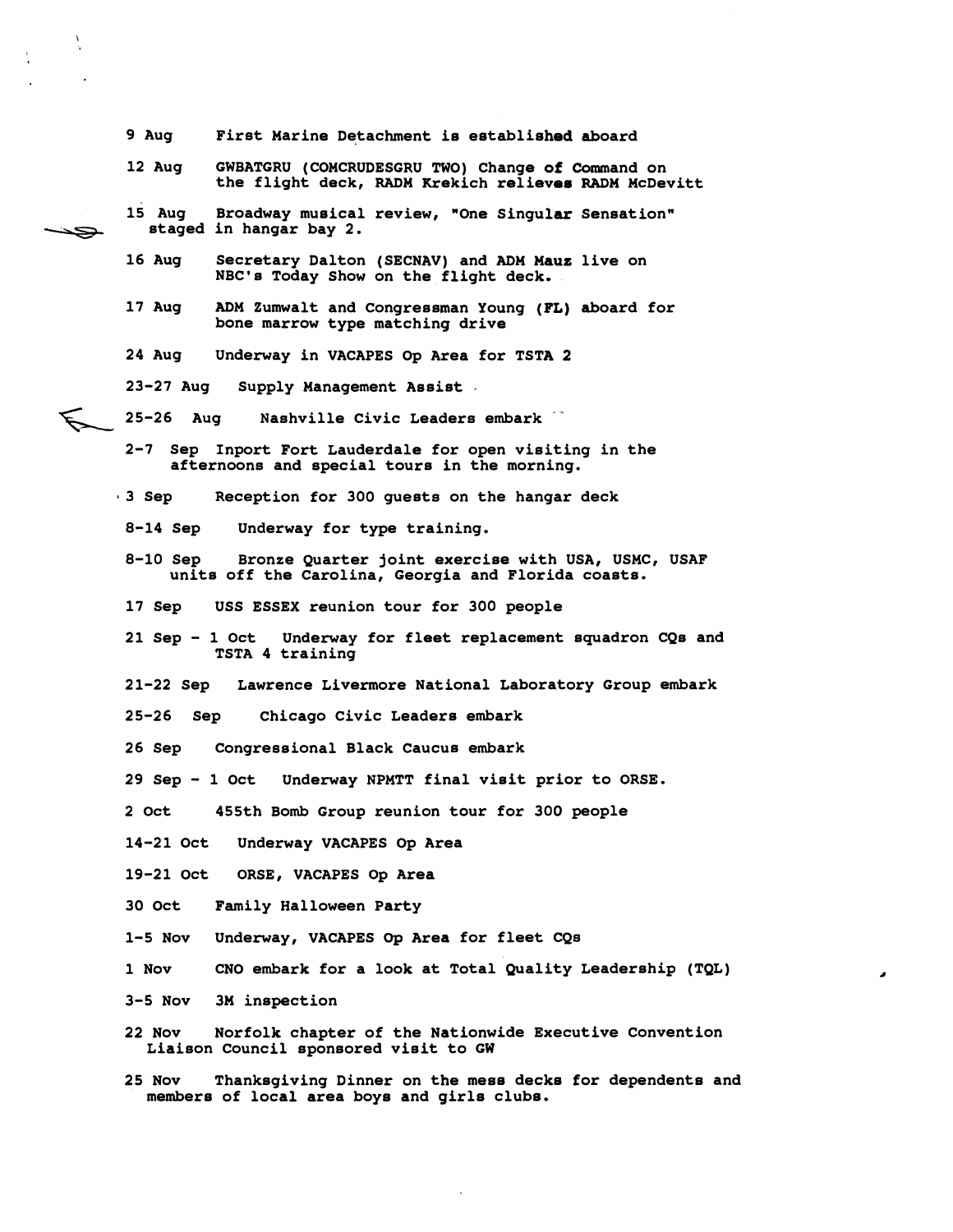9 Aug First Marine Detachment is established aboard

12 Aug GWBATGRU (COMCRUDESGRU TWO) Change of Command on the flight deck, RADM Krekich relieves RADM McDevitt

15 Aug Broadway musical review, "One Singular Sensation" staged in hangar bay 2.

16 Aug Secretary Dalton (SECNAV) and ADM Mauz live on NBC's Today Show on the flight deck.

17 Aug ADM Zumwalt and Congressman Young (FL) aboard for bone marrow type matching drive

24 Aug Underway in VACAPES Op Area for TSTA 2

23-27 Aug Supply Management Assist

25-26 Aug Nashville Civic Leaders embark

2-7 Sep Inport Fort Lauderdale for open visiting in the afternoons and special tours in the morning.

3 Sep Reception for 300 guests on the hangar deck

8-14 Sep Underway for type training.

8-10 Sep Bronze Quarter joint exercise with USA, USMC, USAF units off the Carolina, Georgia and Florida coasts.

17 Sep USS ESSEX reunion tour for 300 people

21 Sep - 1 Oct Underway for fleet replacement squadron CQs and TSTA 4 training

21-22 Sep Lawrence Livermore National Laboratory Group embark

25-26 Sep Chicago Civic Leaders embark

26 Sep Congressional Black Caucus embark

29 Sep - 1 Oct Underway NPMTT final visit prior to ORSE.

2 Oct 455th Bomb Group reunion tour for 300 people

14-21 Oct Underway VACAPES Op Area

19-21 Oct ORSE, VACAPES Op Area

30 Oct Family Halloween Party

1-5 Nov Underway, VACAPES Op Area for fleet CQs

1 Nov CNO embark for a look at Total Quality Leadership (TQL)

3-5 Nov 3M inspection

22 Nov Norfolk chapter of the Nationwide Executive Convention Liaison Council sponsored visit to GW

25 Nov Thanksgiving Dinner on the mess decks for dependents and members of local area boys and girls clubs.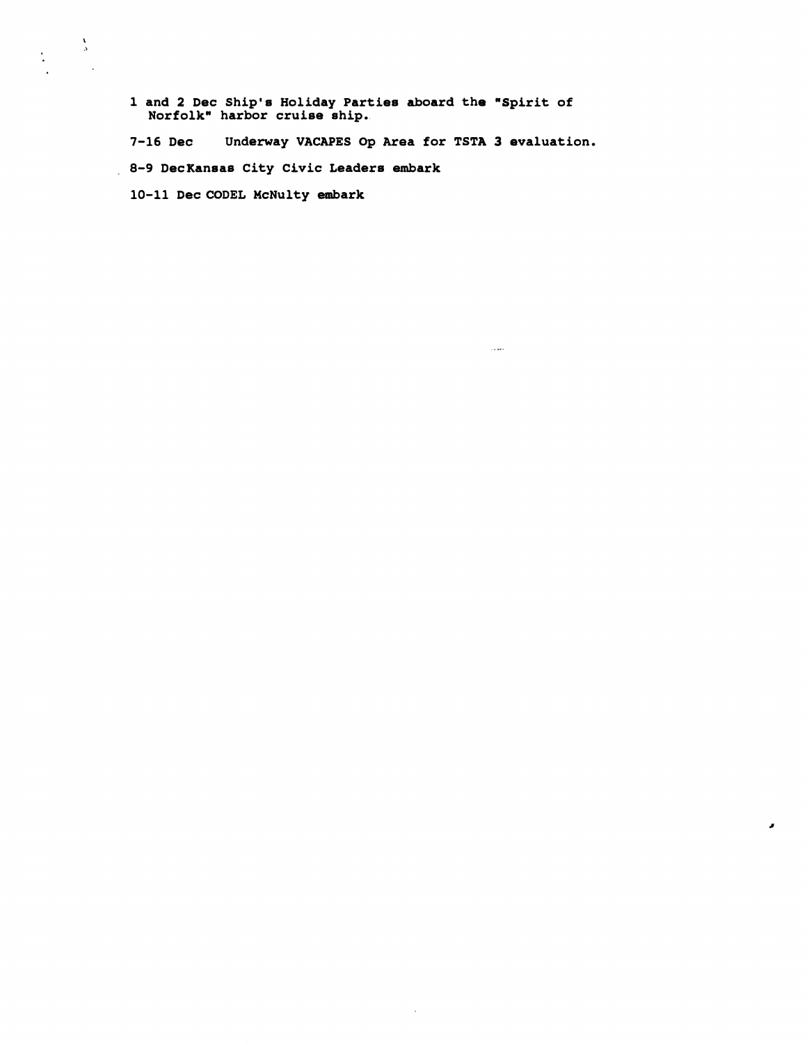1 and 2 Dec Ship's Holiday Parties aboard the "Spirit of Norfolk" harbor cruise ship.

7-16 Dec Underway VACAPES Op Area for TSTA 3 evaluation.

8-9 Dec Kansas City Civic Leaders embark

10-11 Dec CODEL McNulty embark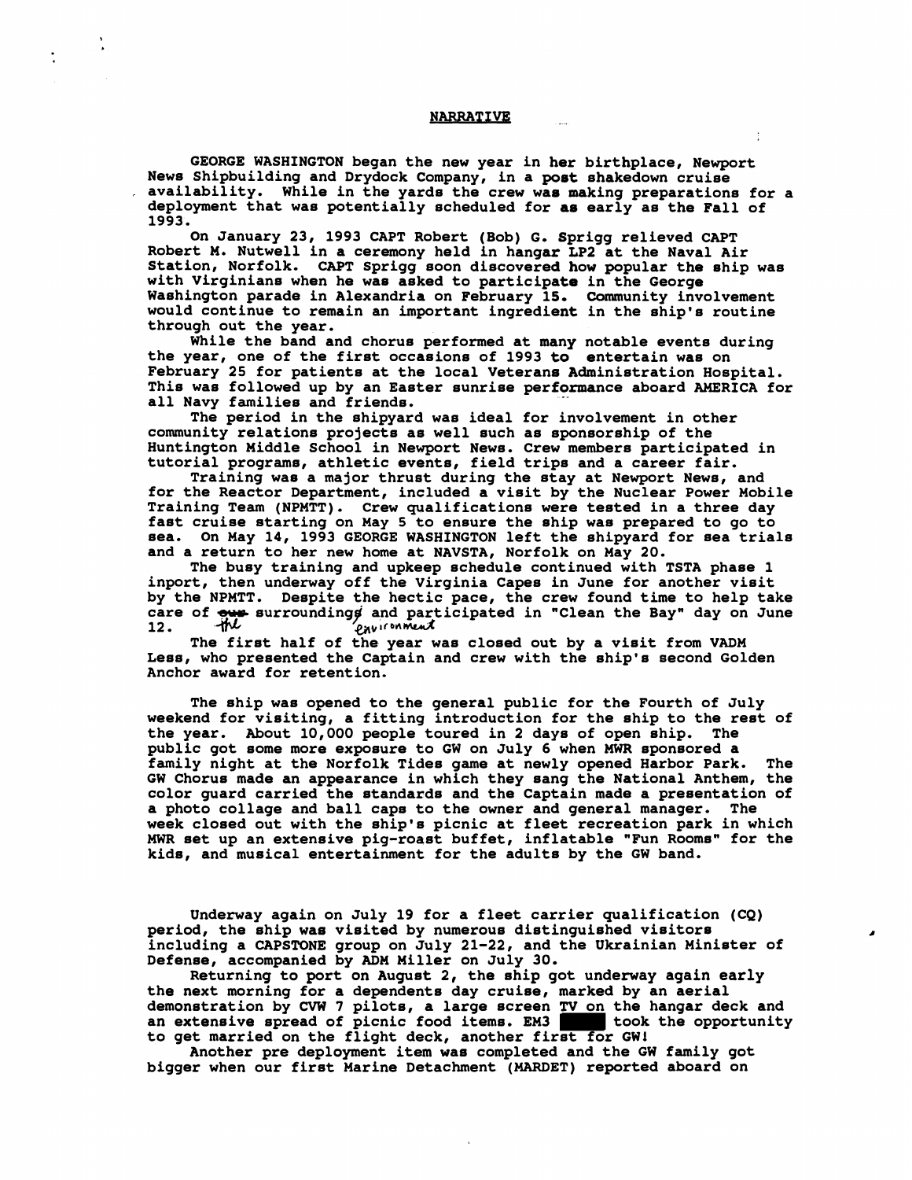## NARRATIVE

GEORGE WASHINGTON began the new year in her birthplace, Newport News Shipbuilding and Drydock Company, in a post shakedown cruise availability. While in the yards the crew was making preparations for a deployment that was potentially scheduled for as early as the Fall of 1993.

On January 23, 1993 CAPT Robert (Bob) G. Sprigg relieved CAPT Robert M. Nutwell in a ceremony held in hangar LP2 at the Naval Air Station, Norfolk. CAPT Sprigg soon discovered how popular the ship was with Virginians when he was asked to participate in the George Washington parade in Alexandria on February 15. Community involvement would continue to remain an important ingredient in the ship's routine through out the year.

While the band and chorus performed at many notable events during the year, one of the first occasions of 1993 to entertain was on February 25 for patients at the local Veterans Administration Hospital. This was followed up by an Easter sunrise performance aboard AMERICA for all Navy families and friends.

The period in the shipyard was ideal for involvement in other community relations projects as well such as sponsorship of the Huntington Middle School in Newport News. Crew members participated in tutorial programs, athletic events, field trips and a career fair.

Training was a major thrust during the stay at Newport News, and for the Reactor Department, included a visit by the Nuclear Power Mobile Training Team (NPMTT). Crew qualifications were tested in a three day fast cruise starting on May 5 to ensure the ship was prepared to go to sea. On May 14, 1993 GEORGE WASHINGTON left the shipyard for sea trials and a return to her new home at NAVSTA, Norfolk on May 20.

The busy training and upkeep schedule continued with TSTA phase 1 inport, then underway off the Virginia Capes in June for another visit by the NPMTT. Despite the hectic pace, the crew found time to help take care of ~~our~~ the ~~surroundings~~ environment and participated in "Clean the Bay" day on June 12.

The first half of the year was closed out by a visit from VADM Less, who presented the Captain and crew with the ship's second Golden Anchor award for retention.

The ship was opened to the general public for the Fourth of July weekend for visiting, a fitting introduction for the ship to the rest of the year. About 10,000 people toured in 2 days of open ship. The public got some more exposure to GW on July 6 when MWR sponsored a family night at the Norfolk Tides game at newly opened Harbor Park. The GW Chorus made an appearance in which they sang the National Anthem, the color guard carried the standards and the Captain made a presentation of a photo collage and ball caps to the owner and general manager. The week closed out with the ship's picnic at fleet recreation park in which MWR set up an extensive pig-roast buffet, inflatable "Fun Rooms" for the kids, and musical entertainment for the adults by the GW band.

Underway again on July 19 for a fleet carrier qualification (CQ) period, the ship was visited by numerous distinguished visitors including a CAPSTONE group on July 21-22, and the Ukrainian Minister of Defense, accompanied by ADM Miller on July 30.

Returning to port on August 2, the ship got underway again early the next morning for a dependents day cruise, marked by an aerial demonstration by CVW 7 pilots, a large screen TV on the hangar deck and an extensive spread of picnic food items. EM3 ████ took the opportunity to get married on the flight deck, another first for GW!

Another pre deployment item was completed and the GW family got bigger when our first Marine Detachment (MARDET) reported aboard on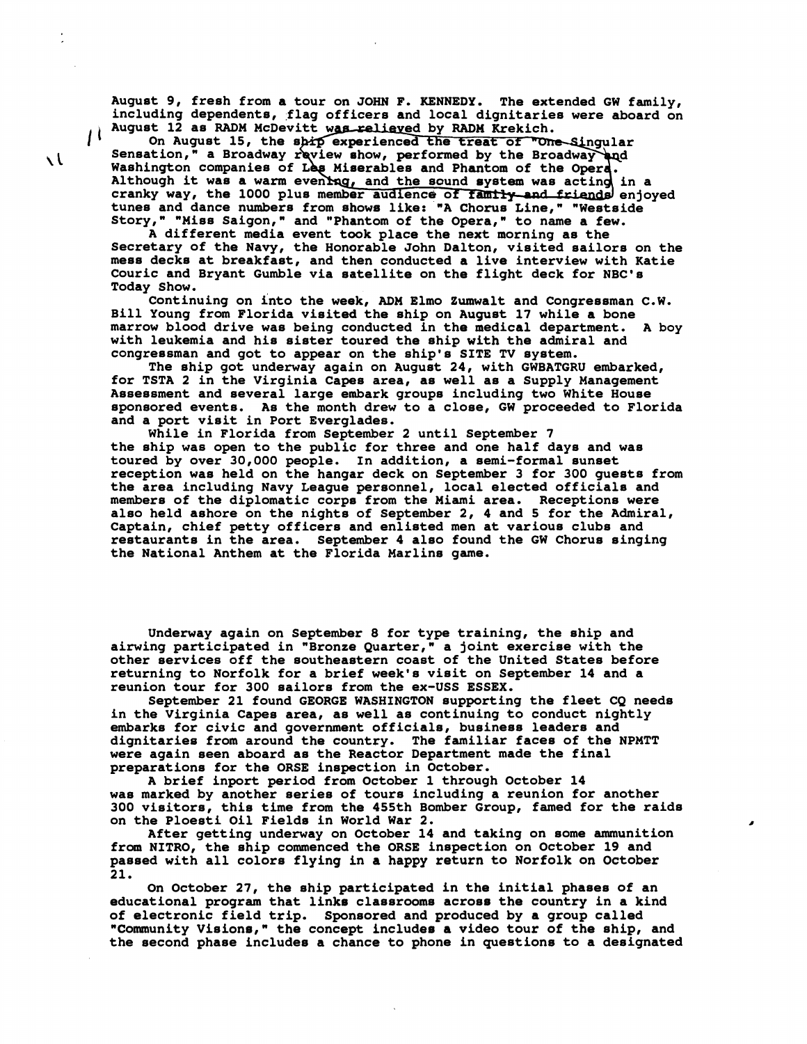August 9, fresh from a tour on JOHN F. KENNEDY. The extended GW family, including dependents, flag officers and local dignitaries were aboard on August 12 as RADM McDevitt was relieved by RADM Krekich.

On August 15, the ship experienced the treat of "One Singular Sensation," a Broadway review show, performed by the Broadway and Washington companies of Les Miserables and Phantom of the Opera. Although it was a warm evening, and the sound system was acting in a cranky way, the 1000 plus member audience of family and friends enjoyed tunes and dance numbers from shows like: "A Chorus Line," "Westside Story," "Miss Saigon," and "Phantom of the Opera," to name a few.

A different media event took place the next morning as the Secretary of the Navy, the Honorable John Dalton, visited sailors on the mess decks at breakfast, and then conducted a live interview with Katie Couric and Bryant Gumble via satellite on the flight deck for NBC's Today Show.

Continuing on into the week, ADM Elmo Zumwalt and Congressman C.W. Bill Young from Florida visited the ship on August 17 while a bone marrow blood drive was being conducted in the medical department. A boy with leukemia and his sister toured the ship with the admiral and congressman and got to appear on the ship's SITE TV system.

The ship got underway again on August 24, with GWBATGRU embarked, for TSTA 2 in the Virginia Capes area, as well as a Supply Management Assessment and several large embark groups including two White House sponsored events. As the month drew to a close, GW proceeded to Florida and a port visit in Port Everglades.

While in Florida from September 2 until September 7 the ship was open to the public for three and one half days and was toured by over 30,000 people. In addition, a semi-formal sunset reception was held on the hangar deck on September 3 for 300 guests from the area including Navy League personnel, local elected officials and members of the diplomatic corps from the Miami area. Receptions were also held ashore on the nights of September 2, 4 and 5 for the Admiral, Captain, chief petty officers and enlisted men at various clubs and restaurants in the area. September 4 also found the GW Chorus singing the National Anthem at the Florida Marlins game.

Underway again on September 8 for type training, the ship and airwing participated in "Bronze Quarter," a joint exercise with the other services off the southeastern coast of the United States before returning to Norfolk for a brief week's visit on September 14 and a reunion tour for 300 sailors from the ex-USS ESSEX.

September 21 found GEORGE WASHINGTON supporting the fleet CQ needs in the Virginia Capes area, as well as continuing to conduct nightly embarks for civic and government officials, business leaders and dignitaries from around the country. The familiar faces of the NPMTT were again seen aboard as the Reactor Department made the final preparations for the ORSE inspection in October.

A brief inport period from October 1 through October 14 was marked by another series of tours including a reunion for another 300 visitors, this time from the 455th Bomber Group, famed for the raids on the Ploesti Oil Fields in World War 2.

After getting underway on October 14 and taking on some ammunition from NITRO, the ship commenced the ORSE inspection on October 19 and passed with all colors flying in a happy return to Norfolk on October 21.

On October 27, the ship participated in the initial phases of an educational program that links classrooms across the country in a kind of electronic field trip. Sponsored and produced by a group called "Community Visions," the concept includes a video tour of the ship, and the second phase includes a chance to phone in questions to a designated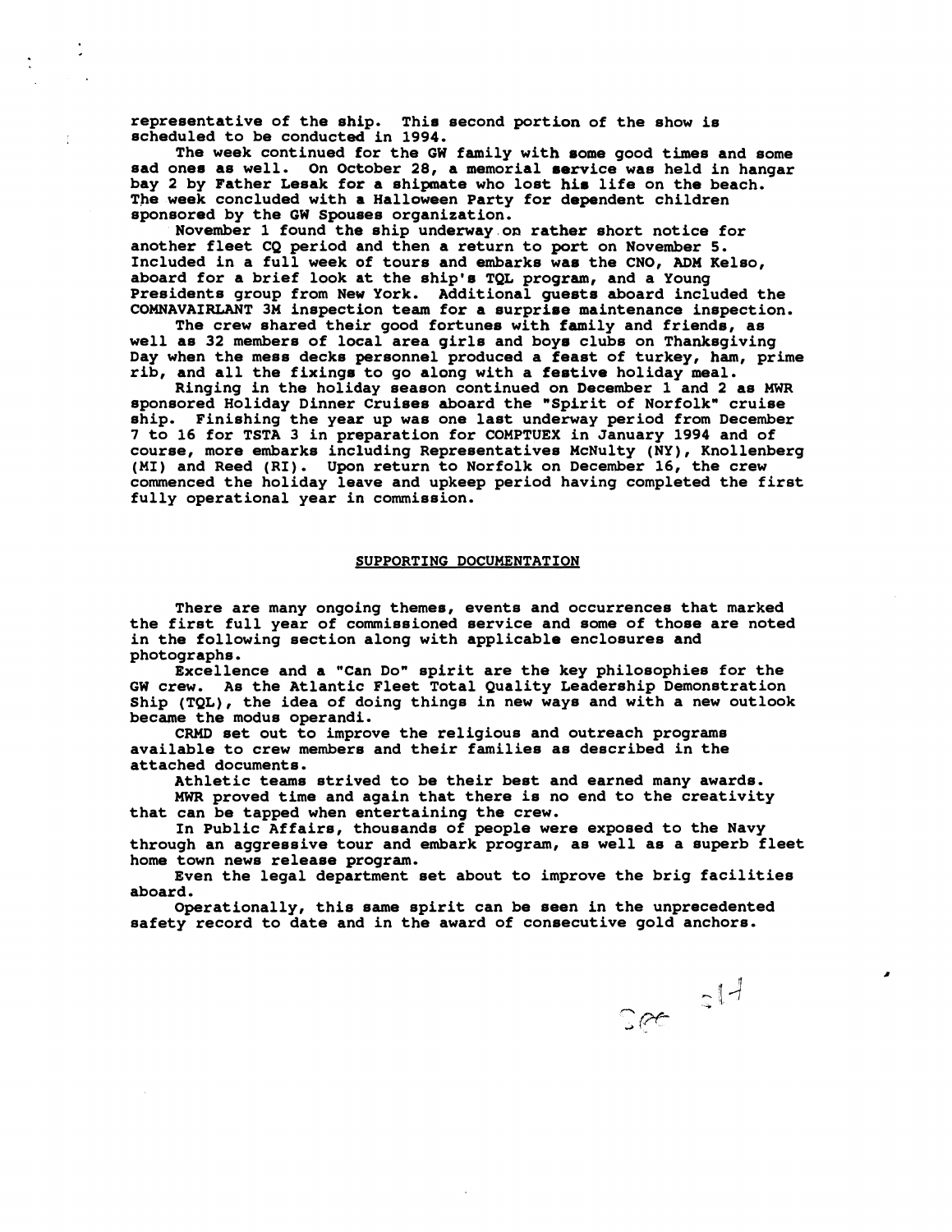representative of the ship. This second portion of the show is scheduled to be conducted in 1994.

The week continued for the GW family with some good times and some sad ones as well. On October 28, a memorial service was held in hangar bay 2 by Father Lesak for a shipmate who lost his life on the beach. The week concluded with a Halloween Party for dependent children sponsored by the GW Spouses organization.

November 1 found the ship underway on rather short notice for another fleet CQ period and then a return to port on November 5. Included in a full week of tours and embarks was the CNO, ADM Kelso, aboard for a brief look at the ship's TQL program, and a Young Presidents group from New York. Additional guests aboard included the COMNAVAIRLANT 3M inspection team for a surprise maintenance inspection.

The crew shared their good fortunes with family and friends, as well as 32 members of local area girls and boys clubs on Thanksgiving Day when the mess decks personnel produced a feast of turkey, ham, prime rib, and all the fixings to go along with a festive holiday meal.

Ringing in the holiday season continued on December 1 and 2 as MWR sponsored Holiday Dinner Cruises aboard the "Spirit of Norfolk" cruise ship. Finishing the year up was one last underway period from December 7 to 16 for TSTA 3 in preparation for COMPTUEX in January 1994 and of course, more embarks including Representatives McNulty (NY), Knollenberg (MI) and Reed (RI). Upon return to Norfolk on December 16, the crew commenced the holiday leave and upkeep period having completed the first fully operational year in commission.

## SUPPORTING DOCUMENTATION

There are many ongoing themes, events and occurrences that marked the first full year of commissioned service and some of those are noted in the following section along with applicable enclosures and photographs.

Excellence and a "Can Do" spirit are the key philosophies for the GW crew. As the Atlantic Fleet Total Quality Leadership Demonstration Ship (TQL), the idea of doing things in new ways and with a new outlook became the modus operandi.

CRMD set out to improve the religious and outreach programs available to crew members and their families as described in the attached documents.

Athletic teams strived to be their best and earned many awards.

MWR proved time and again that there is no end to the creativity that can be tapped when entertaining the crew.

In Public Affairs, thousands of people were exposed to the Navy through an aggressive tour and embark program, as well as a superb fleet home town news release program.

Even the legal department set about to improve the brig facilities aboard.

Operationally, this same spirit can be seen in the unprecedented safety record to date and in the award of consecutive gold anchors.

See 14